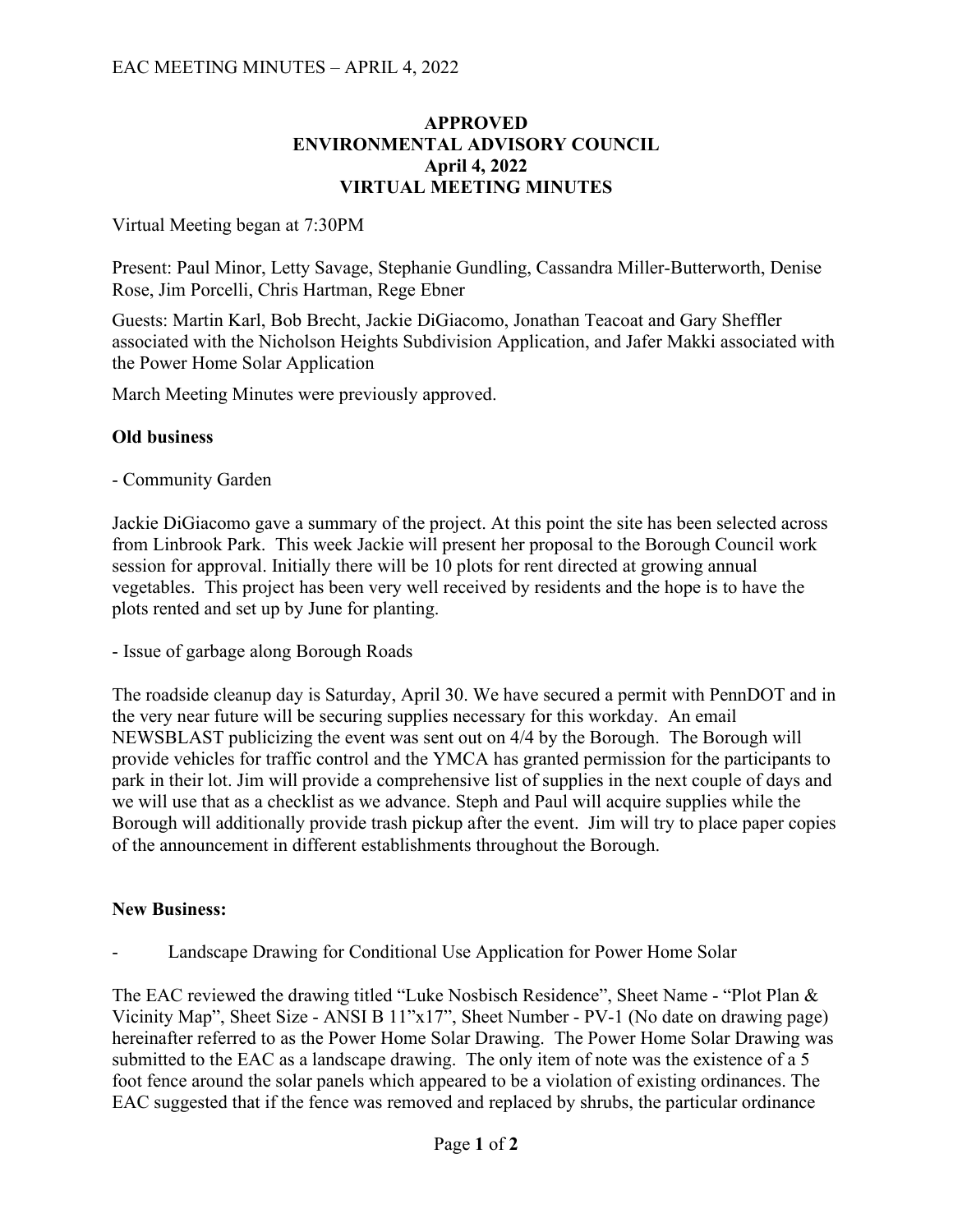**APPROVED**
**ENVIRONMENTAL ADVISORY COUNCIL**
**April 4, 2022**
**VIRTUAL MEETING MINUTES**

Virtual Meeting began at 7:30PM

Present: Paul Minor, Letty Savage, Stephanie Gundling, Cassandra Miller-Butterworth, Denise Rose, Jim Porcelli, Chris Hartman, Rege Ebner

Guests: Martin Karl, Bob Brecht, Jackie DiGiacomo, Jonathan Teacoat and Gary Sheffler associated with the Nicholson Heights Subdivision Application, and Jafer Makki associated with the Power Home Solar Application

March Meeting Minutes were previously approved.

**Old business**

- Community Garden

Jackie DiGiacomo gave a summary of the project. At this point the site has been selected across from Linbrook Park. This week Jackie will present her proposal to the Borough Council work session for approval. Initially there will be 10 plots for rent directed at growing annual vegetables. This project has been very well received by residents and the hope is to have the plots rented and set up by June for planting.

- Issue of garbage along Borough Roads

The roadside cleanup day is Saturday, April 30. We have secured a permit with PennDOT and in the very near future will be securing supplies necessary for this workday. An email NEWSBLAST publicizing the event was sent out on 4/4 by the Borough. The Borough will provide vehicles for traffic control and the YMCA has granted permission for the participants to park in their lot. Jim will provide a comprehensive list of supplies in the next couple of days and we will use that as a checklist as we advance. Steph and Paul will acquire supplies while the Borough will additionally provide trash pickup after the event. Jim will try to place paper copies of the announcement in different establishments throughout the Borough.

**New Business:**

- Landscape Drawing for Conditional Use Application for Power Home Solar

The EAC reviewed the drawing titled "Luke Nosbisch Residence", Sheet Name - "Plot Plan & Vicinity Map", Sheet Size - ANSI B 11"x17", Sheet Number - PV-1 (No date on drawing page) hereinafter referred to as the Power Home Solar Drawing. The Power Home Solar Drawing was submitted to the EAC as a landscape drawing. The only item of note was the existence of a 5 foot fence around the solar panels which appeared to be a violation of existing ordinances. The EAC suggested that if the fence was removed and replaced by shrubs, the particular ordinance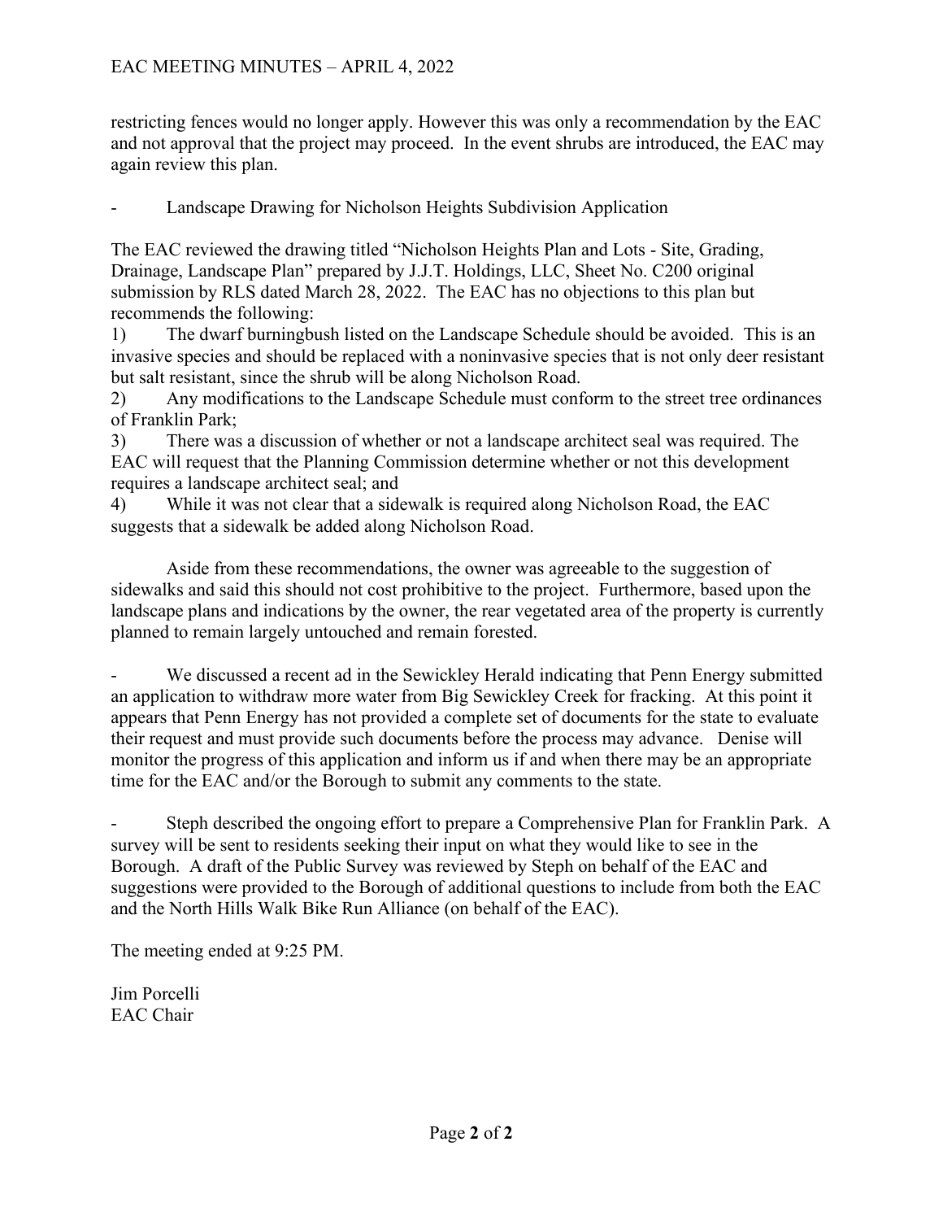restricting fences would no longer apply. However this was only a recommendation by the EAC and not approval that the project may proceed. In the event shrubs are introduced, the EAC may again review this plan.

- Landscape Drawing for Nicholson Heights Subdivision Application

The EAC reviewed the drawing titled "Nicholson Heights Plan and Lots - Site, Grading, Drainage, Landscape Plan" prepared by J.J.T. Holdings, LLC, Sheet No. C200 original submission by RLS dated March 28, 2022. The EAC has no objections to this plan but recommends the following:

1) The dwarf burningbush listed on the Landscape Schedule should be avoided. This is an invasive species and should be replaced with a noninvasive species that is not only deer resistant but salt resistant, since the shrub will be along Nicholson Road.
2) Any modifications to the Landscape Schedule must conform to the street tree ordinances of Franklin Park;
3) There was a discussion of whether or not a landscape architect seal was required. The EAC will request that the Planning Commission determine whether or not this development requires a landscape architect seal; and
4) While it was not clear that a sidewalk is required along Nicholson Road, the EAC suggests that a sidewalk be added along Nicholson Road.

Aside from these recommendations, the owner was agreeable to the suggestion of sidewalks and said this should not cost prohibitive to the project. Furthermore, based upon the landscape plans and indications by the owner, the rear vegetated area of the property is currently planned to remain largely untouched and remain forested.

- We discussed a recent ad in the Sewickley Herald indicating that Penn Energy submitted an application to withdraw more water from Big Sewickley Creek for fracking. At this point it appears that Penn Energy has not provided a complete set of documents for the state to evaluate their request and must provide such documents before the process may advance. Denise will monitor the progress of this application and inform us if and when there may be an appropriate time for the EAC and/or the Borough to submit any comments to the state.

- Steph described the ongoing effort to prepare a Comprehensive Plan for Franklin Park. A survey will be sent to residents seeking their input on what they would like to see in the Borough. A draft of the Public Survey was reviewed by Steph on behalf of the EAC and suggestions were provided to the Borough of additional questions to include from both the EAC and the North Hills Walk Bike Run Alliance (on behalf of the EAC).

The meeting ended at 9:25 PM.

Jim Porcelli
EAC Chair